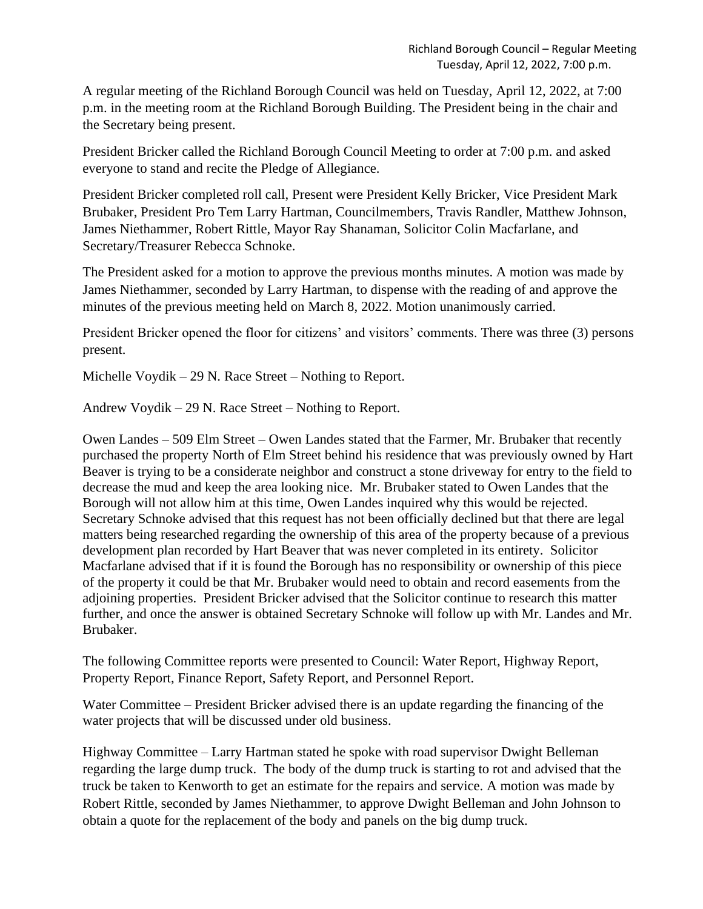Richland Borough Council – Regular Meeting
Tuesday, April 12, 2022, 7:00 p.m.

A regular meeting of the Richland Borough Council was held on Tuesday, April 12, 2022, at 7:00 p.m. in the meeting room at the Richland Borough Building. The President being in the chair and the Secretary being present.

President Bricker called the Richland Borough Council Meeting to order at 7:00 p.m. and asked everyone to stand and recite the Pledge of Allegiance.

President Bricker completed roll call, Present were President Kelly Bricker, Vice President Mark Brubaker, President Pro Tem Larry Hartman, Councilmembers, Travis Randler, Matthew Johnson, James Niethammer, Robert Rittle, Mayor Ray Shanaman, Solicitor Colin Macfarlane, and Secretary/Treasurer Rebecca Schnoke.

The President asked for a motion to approve the previous months minutes. A motion was made by James Niethammer, seconded by Larry Hartman, to dispense with the reading of and approve the minutes of the previous meeting held on March 8, 2022. Motion unanimously carried.

President Bricker opened the floor for citizens' and visitors' comments. There was three (3) persons present.

Michelle Voydik – 29 N. Race Street – Nothing to Report.

Andrew Voydik – 29 N. Race Street – Nothing to Report.

Owen Landes – 509 Elm Street – Owen Landes stated that the Farmer, Mr. Brubaker that recently purchased the property North of Elm Street behind his residence that was previously owned by Hart Beaver is trying to be a considerate neighbor and construct a stone driveway for entry to the field to decrease the mud and keep the area looking nice. Mr. Brubaker stated to Owen Landes that the Borough will not allow him at this time, Owen Landes inquired why this would be rejected. Secretary Schnoke advised that this request has not been officially declined but that there are legal matters being researched regarding the ownership of this area of the property because of a previous development plan recorded by Hart Beaver that was never completed in its entirety. Solicitor Macfarlane advised that if it is found the Borough has no responsibility or ownership of this piece of the property it could be that Mr. Brubaker would need to obtain and record easements from the adjoining properties. President Bricker advised that the Solicitor continue to research this matter further, and once the answer is obtained Secretary Schnoke will follow up with Mr. Landes and Mr. Brubaker.

The following Committee reports were presented to Council: Water Report, Highway Report, Property Report, Finance Report, Safety Report, and Personnel Report.

Water Committee – President Bricker advised there is an update regarding the financing of the water projects that will be discussed under old business.

Highway Committee – Larry Hartman stated he spoke with road supervisor Dwight Belleman regarding the large dump truck. The body of the dump truck is starting to rot and advised that the truck be taken to Kenworth to get an estimate for the repairs and service. A motion was made by Robert Rittle, seconded by James Niethammer, to approve Dwight Belleman and John Johnson to obtain a quote for the replacement of the body and panels on the big dump truck.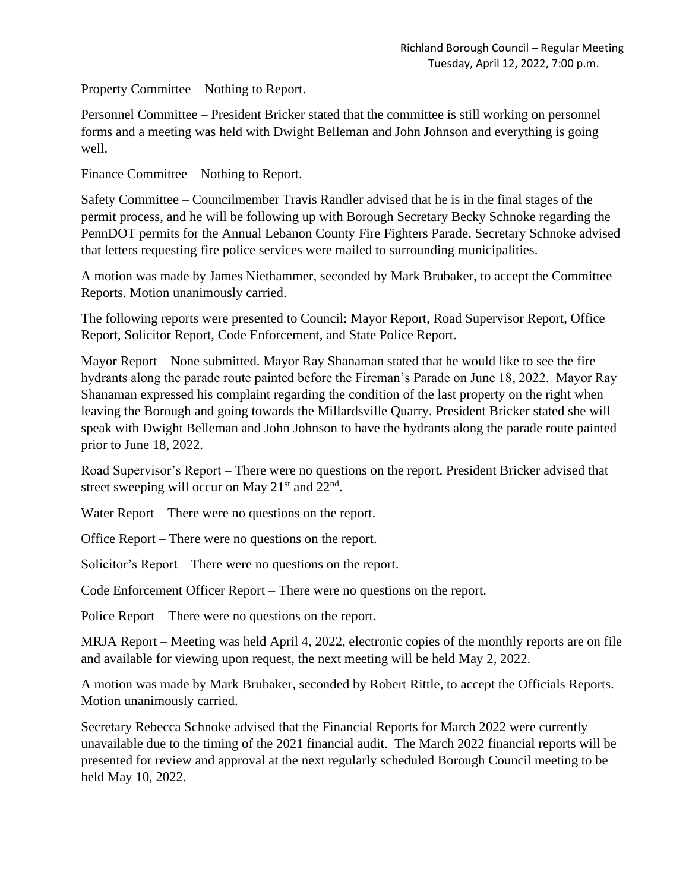Property Committee – Nothing to Report.

Personnel Committee – President Bricker stated that the committee is still working on personnel forms and a meeting was held with Dwight Belleman and John Johnson and everything is going well.

Finance Committee – Nothing to Report.

Safety Committee – Councilmember Travis Randler advised that he is in the final stages of the permit process, and he will be following up with Borough Secretary Becky Schnoke regarding the PennDOT permits for the Annual Lebanon County Fire Fighters Parade. Secretary Schnoke advised that letters requesting fire police services were mailed to surrounding municipalities.

A motion was made by James Niethammer, seconded by Mark Brubaker, to accept the Committee Reports. Motion unanimously carried.

The following reports were presented to Council: Mayor Report, Road Supervisor Report, Office Report, Solicitor Report, Code Enforcement, and State Police Report.

Mayor Report – None submitted. Mayor Ray Shanaman stated that he would like to see the fire hydrants along the parade route painted before the Fireman's Parade on June 18, 2022. Mayor Ray Shanaman expressed his complaint regarding the condition of the last property on the right when leaving the Borough and going towards the Millardsville Quarry. President Bricker stated she will speak with Dwight Belleman and John Johnson to have the hydrants along the parade route painted prior to June 18, 2022.

Road Supervisor's Report – There were no questions on the report. President Bricker advised that street sweeping will occur on May 21st and 22nd.

Water Report – There were no questions on the report.

Office Report – There were no questions on the report.

Solicitor's Report – There were no questions on the report.

Code Enforcement Officer Report – There were no questions on the report.

Police Report – There were no questions on the report.

MRJA Report – Meeting was held April 4, 2022, electronic copies of the monthly reports are on file and available for viewing upon request, the next meeting will be held May 2, 2022.

A motion was made by Mark Brubaker, seconded by Robert Rittle, to accept the Officials Reports. Motion unanimously carried.

Secretary Rebecca Schnoke advised that the Financial Reports for March 2022 were currently unavailable due to the timing of the 2021 financial audit. The March 2022 financial reports will be presented for review and approval at the next regularly scheduled Borough Council meeting to be held May 10, 2022.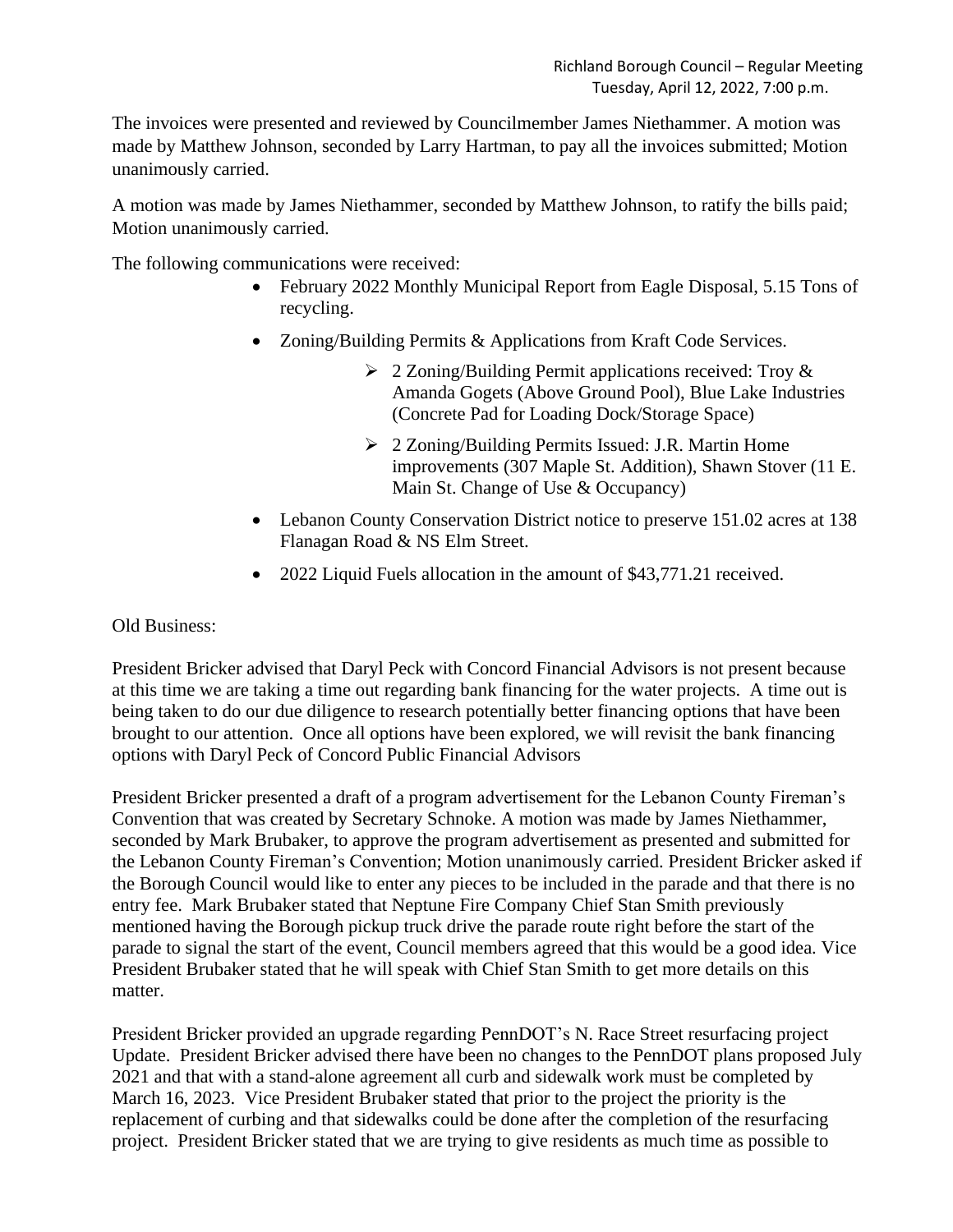The invoices were presented and reviewed by Councilmember James Niethammer. A motion was made by Matthew Johnson, seconded by Larry Hartman, to pay all the invoices submitted; Motion unanimously carried.

A motion was made by James Niethammer, seconded by Matthew Johnson, to ratify the bills paid; Motion unanimously carried.

The following communications were received:

- February 2022 Monthly Municipal Report from Eagle Disposal, 5.15 Tons of recycling.
- Zoning/Building Permits & Applications from Kraft Code Services.
  - 2 Zoning/Building Permit applications received: Troy & Amanda Gogets (Above Ground Pool), Blue Lake Industries (Concrete Pad for Loading Dock/Storage Space)
  - 2 Zoning/Building Permits Issued: J.R. Martin Home improvements (307 Maple St. Addition), Shawn Stover (11 E. Main St. Change of Use & Occupancy)
- Lebanon County Conservation District notice to preserve 151.02 acres at 138 Flanagan Road & NS Elm Street.
- 2022 Liquid Fuels allocation in the amount of $43,771.21 received.

Old Business:

President Bricker advised that Daryl Peck with Concord Financial Advisors is not present because at this time we are taking a time out regarding bank financing for the water projects. A time out is being taken to do our due diligence to research potentially better financing options that have been brought to our attention. Once all options have been explored, we will revisit the bank financing options with Daryl Peck of Concord Public Financial Advisors

President Bricker presented a draft of a program advertisement for the Lebanon County Fireman's Convention that was created by Secretary Schnoke. A motion was made by James Niethammer, seconded by Mark Brubaker, to approve the program advertisement as presented and submitted for the Lebanon County Fireman's Convention; Motion unanimously carried. President Bricker asked if the Borough Council would like to enter any pieces to be included in the parade and that there is no entry fee. Mark Brubaker stated that Neptune Fire Company Chief Stan Smith previously mentioned having the Borough pickup truck drive the parade route right before the start of the parade to signal the start of the event, Council members agreed that this would be a good idea. Vice President Brubaker stated that he will speak with Chief Stan Smith to get more details on this matter.

President Bricker provided an upgrade regarding PennDOT's N. Race Street resurfacing project Update. President Bricker advised there have been no changes to the PennDOT plans proposed July 2021 and that with a stand-alone agreement all curb and sidewalk work must be completed by March 16, 2023. Vice President Brubaker stated that prior to the project the priority is the replacement of curbing and that sidewalks could be done after the completion of the resurfacing project. President Bricker stated that we are trying to give residents as much time as possible to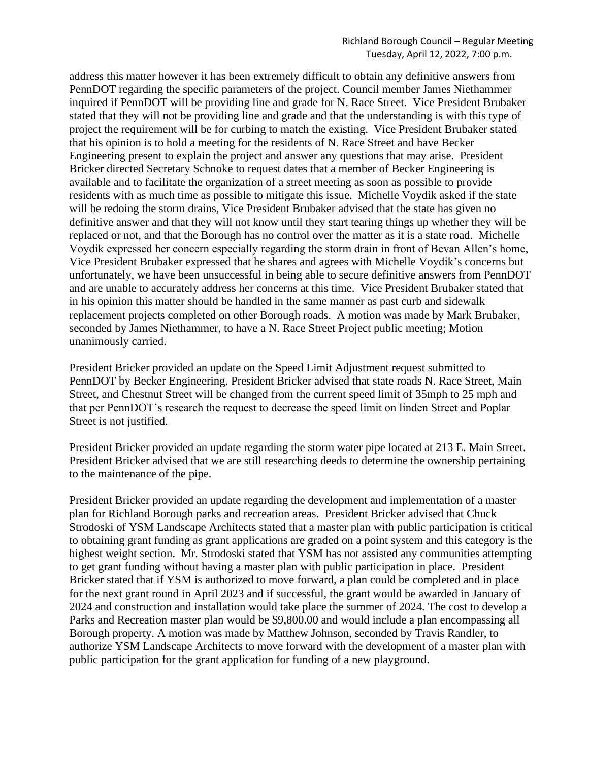address this matter however it has been extremely difficult to obtain any definitive answers from PennDOT regarding the specific parameters of the project. Council member James Niethammer inquired if PennDOT will be providing line and grade for N. Race Street. Vice President Brubaker stated that they will not be providing line and grade and that the understanding is with this type of project the requirement will be for curbing to match the existing. Vice President Brubaker stated that his opinion is to hold a meeting for the residents of N. Race Street and have Becker Engineering present to explain the project and answer any questions that may arise. President Bricker directed Secretary Schnoke to request dates that a member of Becker Engineering is available and to facilitate the organization of a street meeting as soon as possible to provide residents with as much time as possible to mitigate this issue. Michelle Voydik asked if the state will be redoing the storm drains, Vice President Brubaker advised that the state has given no definitive answer and that they will not know until they start tearing things up whether they will be replaced or not, and that the Borough has no control over the matter as it is a state road. Michelle Voydik expressed her concern especially regarding the storm drain in front of Bevan Allen's home, Vice President Brubaker expressed that he shares and agrees with Michelle Voydik's concerns but unfortunately, we have been unsuccessful in being able to secure definitive answers from PennDOT and are unable to accurately address her concerns at this time. Vice President Brubaker stated that in his opinion this matter should be handled in the same manner as past curb and sidewalk replacement projects completed on other Borough roads. A motion was made by Mark Brubaker, seconded by James Niethammer, to have a N. Race Street Project public meeting; Motion unanimously carried.

President Bricker provided an update on the Speed Limit Adjustment request submitted to PennDOT by Becker Engineering. President Bricker advised that state roads N. Race Street, Main Street, and Chestnut Street will be changed from the current speed limit of 35mph to 25 mph and that per PennDOT's research the request to decrease the speed limit on linden Street and Poplar Street is not justified.

President Bricker provided an update regarding the storm water pipe located at 213 E. Main Street. President Bricker advised that we are still researching deeds to determine the ownership pertaining to the maintenance of the pipe.

President Bricker provided an update regarding the development and implementation of a master plan for Richland Borough parks and recreation areas. President Bricker advised that Chuck Strodoski of YSM Landscape Architects stated that a master plan with public participation is critical to obtaining grant funding as grant applications are graded on a point system and this category is the highest weight section. Mr. Strodoski stated that YSM has not assisted any communities attempting to get grant funding without having a master plan with public participation in place. President Bricker stated that if YSM is authorized to move forward, a plan could be completed and in place for the next grant round in April 2023 and if successful, the grant would be awarded in January of 2024 and construction and installation would take place the summer of 2024. The cost to develop a Parks and Recreation master plan would be $9,800.00 and would include a plan encompassing all Borough property. A motion was made by Matthew Johnson, seconded by Travis Randler, to authorize YSM Landscape Architects to move forward with the development of a master plan with public participation for the grant application for funding of a new playground.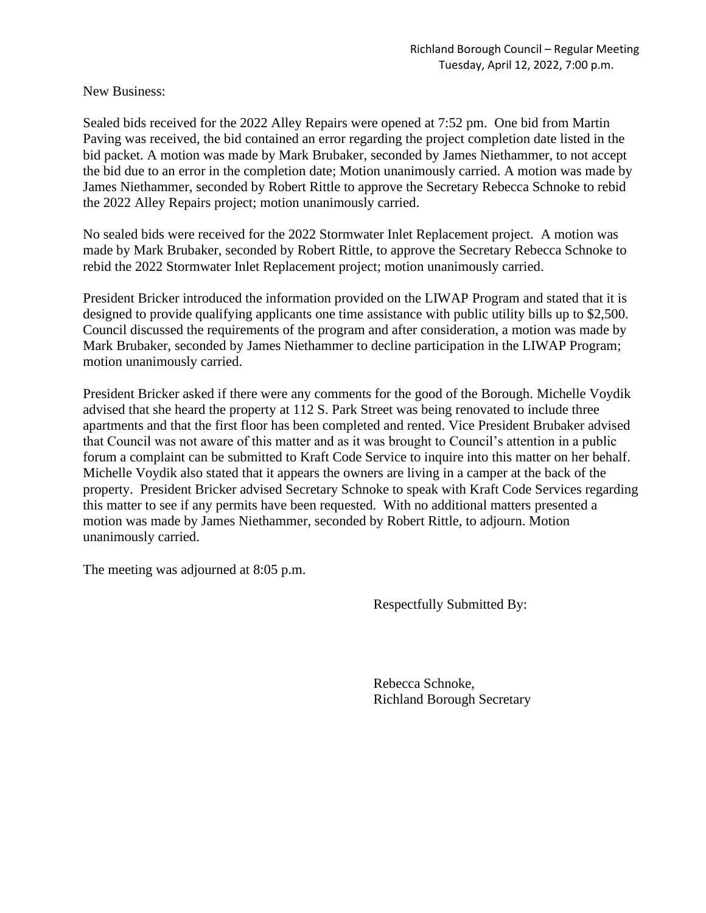New Business:

Sealed bids received for the 2022 Alley Repairs were opened at 7:52 pm. One bid from Martin Paving was received, the bid contained an error regarding the project completion date listed in the bid packet. A motion was made by Mark Brubaker, seconded by James Niethammer, to not accept the bid due to an error in the completion date; Motion unanimously carried. A motion was made by James Niethammer, seconded by Robert Rittle to approve the Secretary Rebecca Schnoke to rebid the 2022 Alley Repairs project; motion unanimously carried.

No sealed bids were received for the 2022 Stormwater Inlet Replacement project. A motion was made by Mark Brubaker, seconded by Robert Rittle, to approve the Secretary Rebecca Schnoke to rebid the 2022 Stormwater Inlet Replacement project; motion unanimously carried.

President Bricker introduced the information provided on the LIWAP Program and stated that it is designed to provide qualifying applicants one time assistance with public utility bills up to $2,500. Council discussed the requirements of the program and after consideration, a motion was made by Mark Brubaker, seconded by James Niethammer to decline participation in the LIWAP Program; motion unanimously carried.

President Bricker asked if there were any comments for the good of the Borough. Michelle Voydik advised that she heard the property at 112 S. Park Street was being renovated to include three apartments and that the first floor has been completed and rented. Vice President Brubaker advised that Council was not aware of this matter and as it was brought to Council's attention in a public forum a complaint can be submitted to Kraft Code Service to inquire into this matter on her behalf. Michelle Voydik also stated that it appears the owners are living in a camper at the back of the property. President Bricker advised Secretary Schnoke to speak with Kraft Code Services regarding this matter to see if any permits have been requested. With no additional matters presented a motion was made by James Niethammer, seconded by Robert Rittle, to adjourn. Motion unanimously carried.

The meeting was adjourned at 8:05 p.m.

Respectfully Submitted By:

Rebecca Schnoke,
Richland Borough Secretary